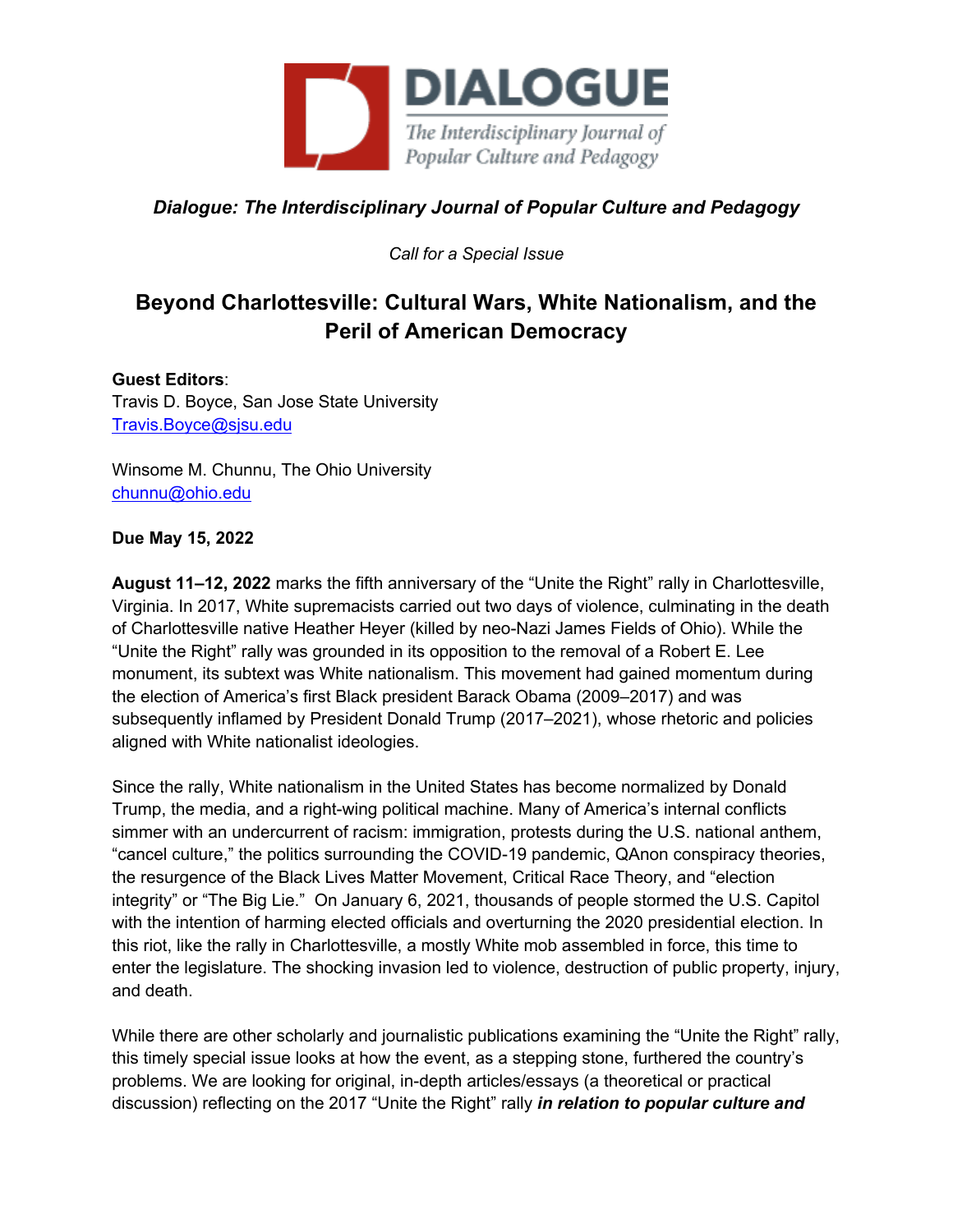DIALOGUE

The Interdisciplinary Journal of Popular Culture and Pedagogy

***Dialogue: The Interdisciplinary Journal of Popular Culture and Pedagogy***

*Call for a Special Issue*

# Beyond Charlottesville: Cultural Wars, White Nationalism, and the Peril of American Democracy

**Guest Editors**:
Travis D. Boyce, San Jose State University
Travis.Boyce@sjsu.edu

Winsome M. Chunnu, The Ohio University
chunnu@ohio.edu

**Due May 15, 2022**

**August 11–12, 2022** marks the fifth anniversary of the "Unite the Right" rally in Charlottesville, Virginia. In 2017, White supremacists carried out two days of violence, culminating in the death of Charlottesville native Heather Heyer (killed by neo-Nazi James Fields of Ohio). While the "Unite the Right" rally was grounded in its opposition to the removal of a Robert E. Lee monument, its subtext was White nationalism. This movement had gained momentum during the election of America's first Black president Barack Obama (2009–2017) and was subsequently inflamed by President Donald Trump (2017–2021), whose rhetoric and policies aligned with White nationalist ideologies.

Since the rally, White nationalism in the United States has become normalized by Donald Trump, the media, and a right-wing political machine. Many of America's internal conflicts simmer with an undercurrent of racism: immigration, protests during the U.S. national anthem, "cancel culture," the politics surrounding the COVID-19 pandemic, QAnon conspiracy theories, the resurgence of the Black Lives Matter Movement, Critical Race Theory, and "election integrity" or "The Big Lie." On January 6, 2021, thousands of people stormed the U.S. Capitol with the intention of harming elected officials and overturning the 2020 presidential election. In this riot, like the rally in Charlottesville, a mostly White mob assembled in force, this time to enter the legislature. The shocking invasion led to violence, destruction of public property, injury, and death.

While there are other scholarly and journalistic publications examining the "Unite the Right" rally, this timely special issue looks at how the event, as a stepping stone, furthered the country's problems. We are looking for original, in-depth articles/essays (a theoretical or practical discussion) reflecting on the 2017 "Unite the Right" rally ***in relation to popular culture and***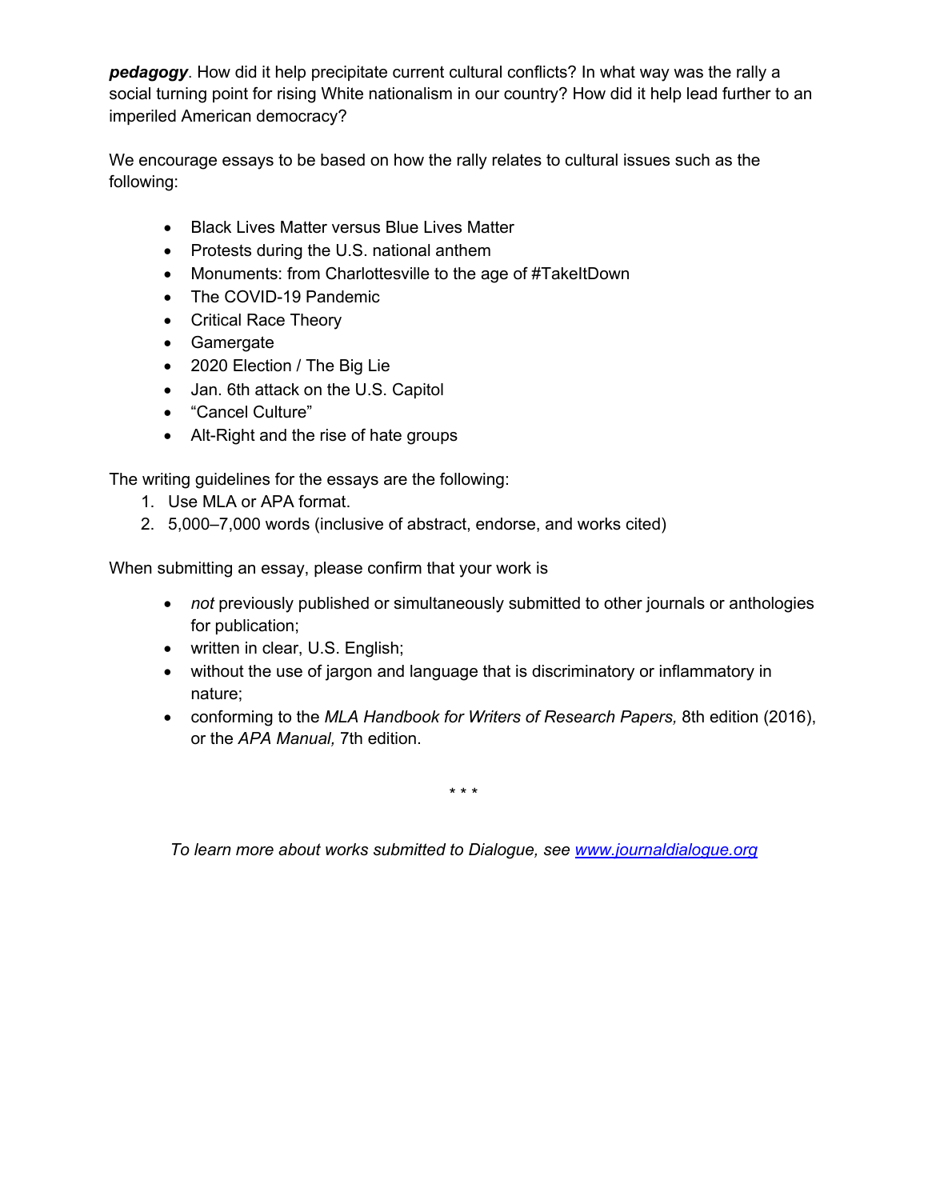***pedagogy***. How did it help precipitate current cultural conflicts? In what way was the rally a social turning point for rising White nationalism in our country? How did it help lead further to an imperiled American democracy?

We encourage essays to be based on how the rally relates to cultural issues such as the following:

- Black Lives Matter versus Blue Lives Matter
- Protests during the U.S. national anthem
- Monuments: from Charlottesville to the age of #TakeItDown
- The COVID-19 Pandemic
- Critical Race Theory
- Gamergate
- 2020 Election / The Big Lie
- Jan. 6th attack on the U.S. Capitol
- "Cancel Culture"
- Alt-Right and the rise of hate groups

The writing guidelines for the essays are the following:

1. Use MLA or APA format.
2. 5,000–7,000 words (inclusive of abstract, endorse, and works cited)

When submitting an essay, please confirm that your work is

- *not* previously published or simultaneously submitted to other journals or anthologies for publication;
- written in clear, U.S. English;
- without the use of jargon and language that is discriminatory or inflammatory in nature;
- conforming to the *MLA Handbook for Writers of Research Papers,* 8th edition (2016), or the *APA Manual,* 7th edition.

\* \* \*

*To learn more about works submitted to Dialogue, see [www.journaldialogue.org](http://www.journaldialogue.org)*